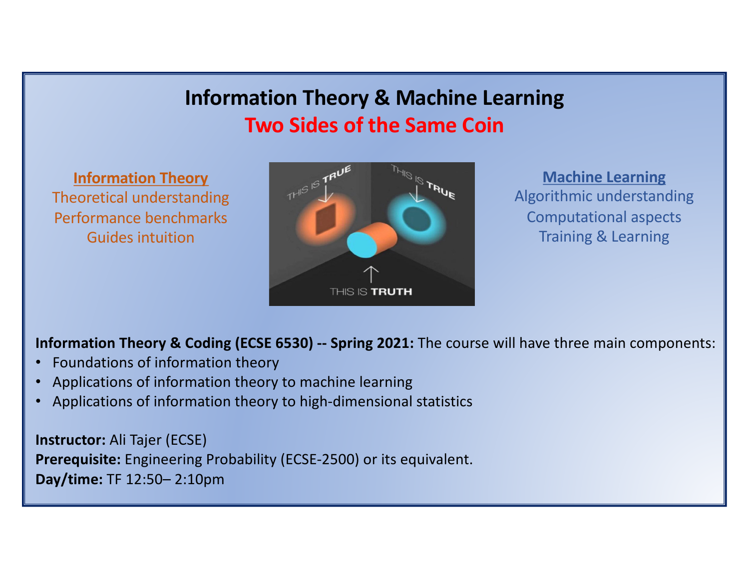# Information Theory & Machine Learning

## Two Sides of the Same Coin

**Information Theory**

Theoretical understanding

Performance benchmarks

Guides intuition

**Machine Learning**

Algorithmic understanding

Computational aspects

Training & Learning

**Information Theory & Coding (ECSE 6530) -- Spring 2021:** The course will have three main components:

- Foundations of information theory
- Applications of information theory to machine learning
- Applications of information theory to high-dimensional statistics

**Instructor:** Ali Tajer (ECSE)

**Prerequisite:** Engineering Probability (ECSE-2500) or its equivalent.

**Day/time:** TF 12:50– 2:10pm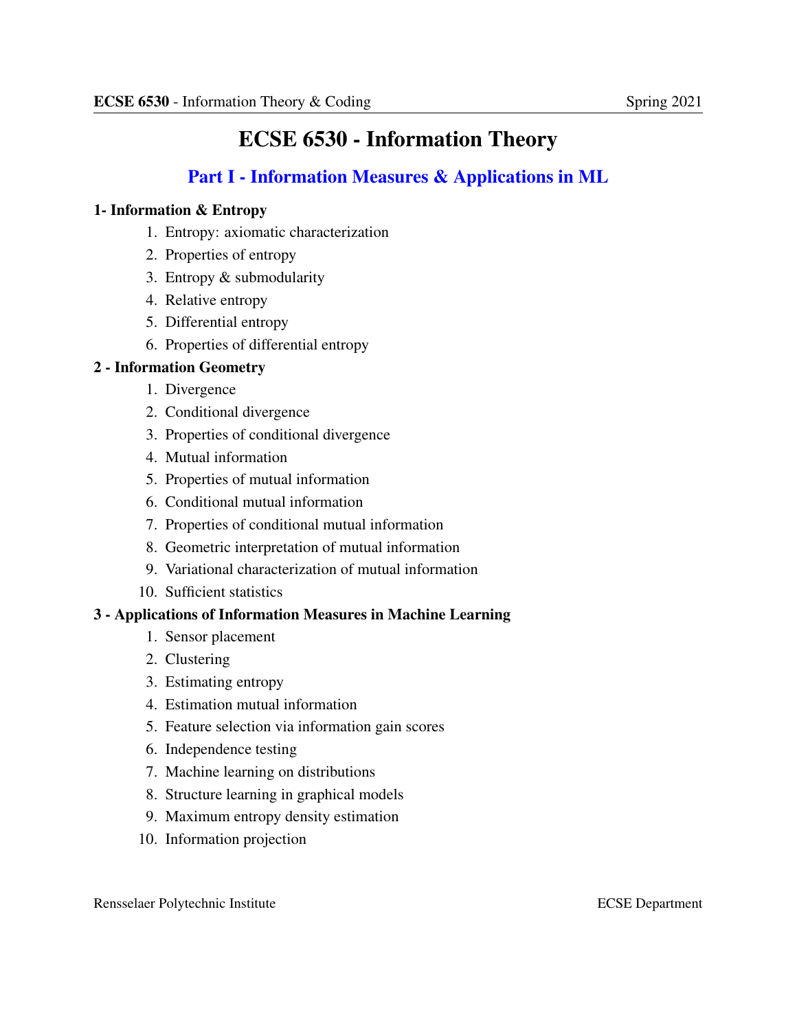# ECSE 6530 - Information Theory

## Part I - Information Measures & Applications in ML

### 1- Information & Entropy

1. Entropy: axiomatic characterization
2. Properties of entropy
3. Entropy & submodularity
4. Relative entropy
5. Differential entropy
6. Properties of differential entropy

### 2 - Information Geometry

1. Divergence
2. Conditional divergence
3. Properties of conditional divergence
4. Mutual information
5. Properties of mutual information
6. Conditional mutual information
7. Properties of conditional mutual information
8. Geometric interpretation of mutual information
9. Variational characterization of mutual information
10. Sufficient statistics

### 3 - Applications of Information Measures in Machine Learning

1. Sensor placement
2. Clustering
3. Estimating entropy
4. Estimation mutual information
5. Feature selection via information gain scores
6. Independence testing
7. Machine learning on distributions
8. Structure learning in graphical models
9. Maximum entropy density estimation
10. Information projection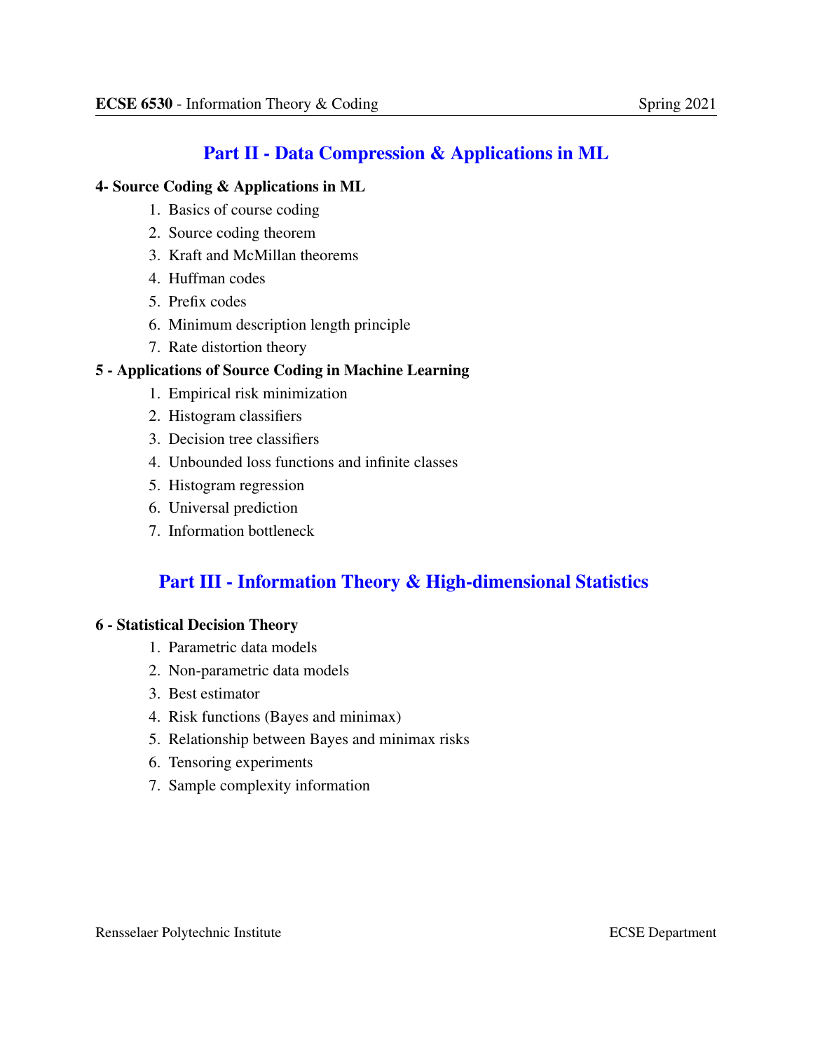## Part II - Data Compression & Applications in ML

### 4- Source Coding & Applications in ML

1. Basics of course coding
2. Source coding theorem
3. Kraft and McMillan theorems
4. Huffman codes
5. Prefix codes
6. Minimum description length principle
7. Rate distortion theory

### 5 - Applications of Source Coding in Machine Learning

1. Empirical risk minimization
2. Histogram classifiers
3. Decision tree classifiers
4. Unbounded loss functions and infinite classes
5. Histogram regression
6. Universal prediction
7. Information bottleneck

## Part III - Information Theory & High-dimensional Statistics

### 6 - Statistical Decision Theory

1. Parametric data models
2. Non-parametric data models
3. Best estimator
4. Risk functions (Bayes and minimax)
5. Relationship between Bayes and minimax risks
6. Tensoring experiments
7. Sample complexity information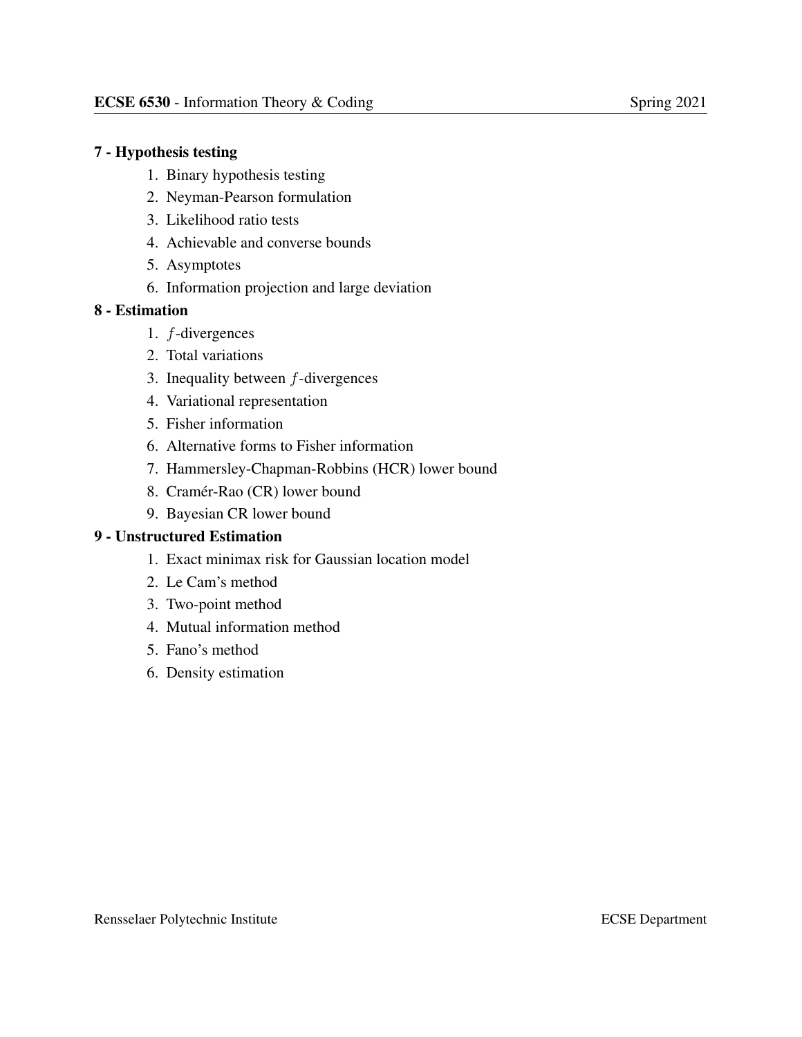**7 - Hypothesis testing**

1. Binary hypothesis testing
2. Neyman-Pearson formulation
3. Likelihood ratio tests
4. Achievable and converse bounds
5. Asymptotes
6. Information projection and large deviation

**8 - Estimation**

1. $f$-divergences
2. Total variations
3. Inequality between $f$-divergences
4. Variational representation
5. Fisher information
6. Alternative forms to Fisher information
7. Hammersley-Chapman-Robbins (HCR) lower bound
8. Cramér-Rao (CR) lower bound
9. Bayesian CR lower bound

**9 - Unstructured Estimation**

1. Exact minimax risk for Gaussian location model
2. Le Cam's method
3. Two-point method
4. Mutual information method
5. Fano's method
6. Density estimation